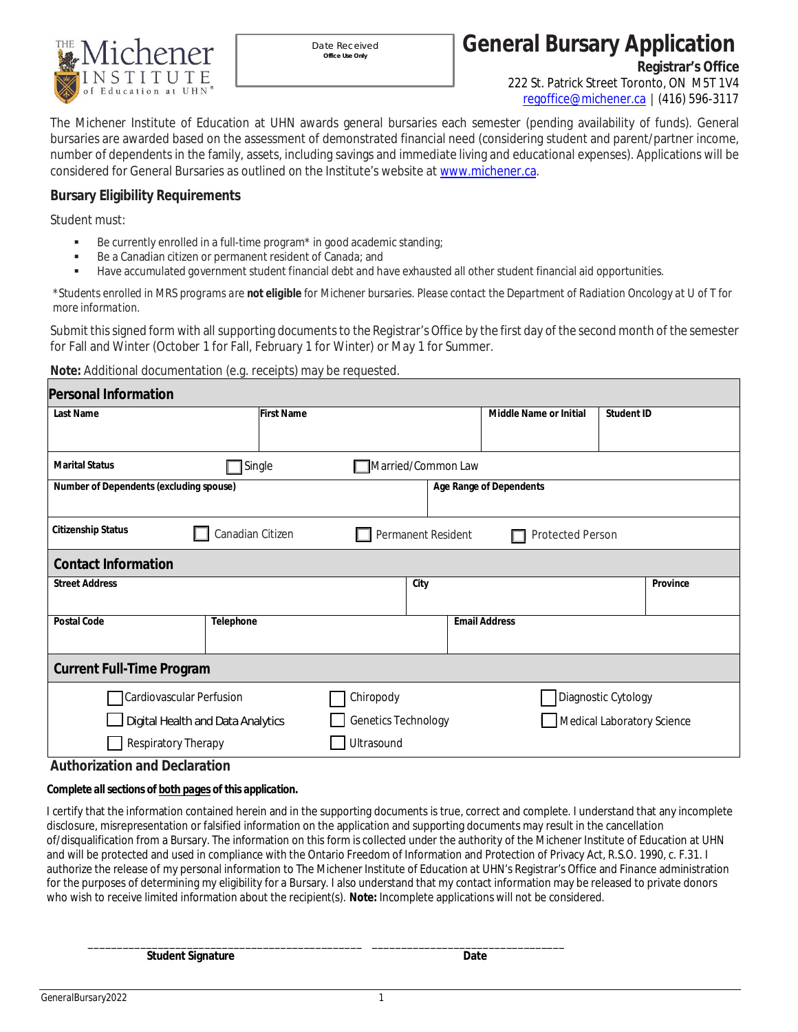The Michener Institute of Education at UHN

Date Received
**Office Use Only**

# General Bursary Application

**Registrar's Office**
222 St. Patrick Street Toronto, ON M5T 1V4
regoffice@michener.ca | (416) 596-3117

The Michener Institute of Education at UHN awards general bursaries each semester (pending availability of funds). General bursaries are awarded based on the assessment of demonstrated financial need (considering student and parent/partner income, number of dependents in the family, assets, including savings and immediate living and educational expenses). Applications will be considered for General Bursaries as outlined on the Institute's website at www.michener.ca.

## Bursary Eligibility Requirements

Student must:

- Be currently enrolled in a full-time program* in good academic standing;
- Be a Canadian citizen or permanent resident of Canada; and
- Have accumulated government student financial debt and have exhausted all other student financial aid opportunities.

*Students enrolled in MRS programs are **not eligible** for Michener bursaries. Please contact the Department of Radiation Oncology at U of T for more information.

Submit this signed form with all supporting documents to the Registrar's Office by the first day of the second month of the semester for Fall and Winter (October 1 for Fall, February 1 for Winter) or May 1 for Summer.

**Note:** Additional documentation (e.g. receipts) may be requested.

## Personal Information

| Last Name | First Name | Middle Name or Initial | Student ID |
|---|---|---|---|
| | | | |

**Marital Status** ☐ Single ☐ Married/Common Law

| Number of Dependents (excluding spouse) | Age Range of Dependents |
|---|---|
| | |

**Citizenship Status** ☐ Canadian Citizen ☐ Permanent Resident ☐ Protected Person

## Contact Information

| Street Address | City | Province |
|---|---|---|
| | | |

| Postal Code | Telephone | Email Address |
|---|---|---|
| | | |

## Current Full-Time Program

| | | |
|---|---|---|
| ☐ Cardiovascular Perfusion | ☐ Chiropody | ☐ Diagnostic Cytology |
| ☐ Digital Health and Data Analytics | ☐ Genetics Technology | ☐ Medical Laboratory Science |
| ☐ Respiratory Therapy | ☐ Ultrasound | |

## Authorization and Declaration

**Complete all sections of both pages of this application.**

I certify that the information contained herein and in the supporting documents is true, correct and complete. I understand that any incomplete disclosure, misrepresentation or falsified information on the application and supporting documents may result in the cancellation of/disqualification from a Bursary. The information on this form is collected under the authority of the Michener Institute of Education at UHN and will be protected and used in compliance with the Ontario Freedom of Information and Protection of Privacy Act, R.S.O. 1990, c. F.31. I authorize the release of my personal information to The Michener Institute of Education at UHN's Registrar's Office and Finance administration for the purposes of determining my eligibility for a Bursary. I also understand that my contact information may be released to private donors who wish to receive limited information about the recipient(s). **Note:** Incomplete applications will not be considered.

_______________________________________________ ________________________________
**Student Signature** **Date**

GeneralBursary2022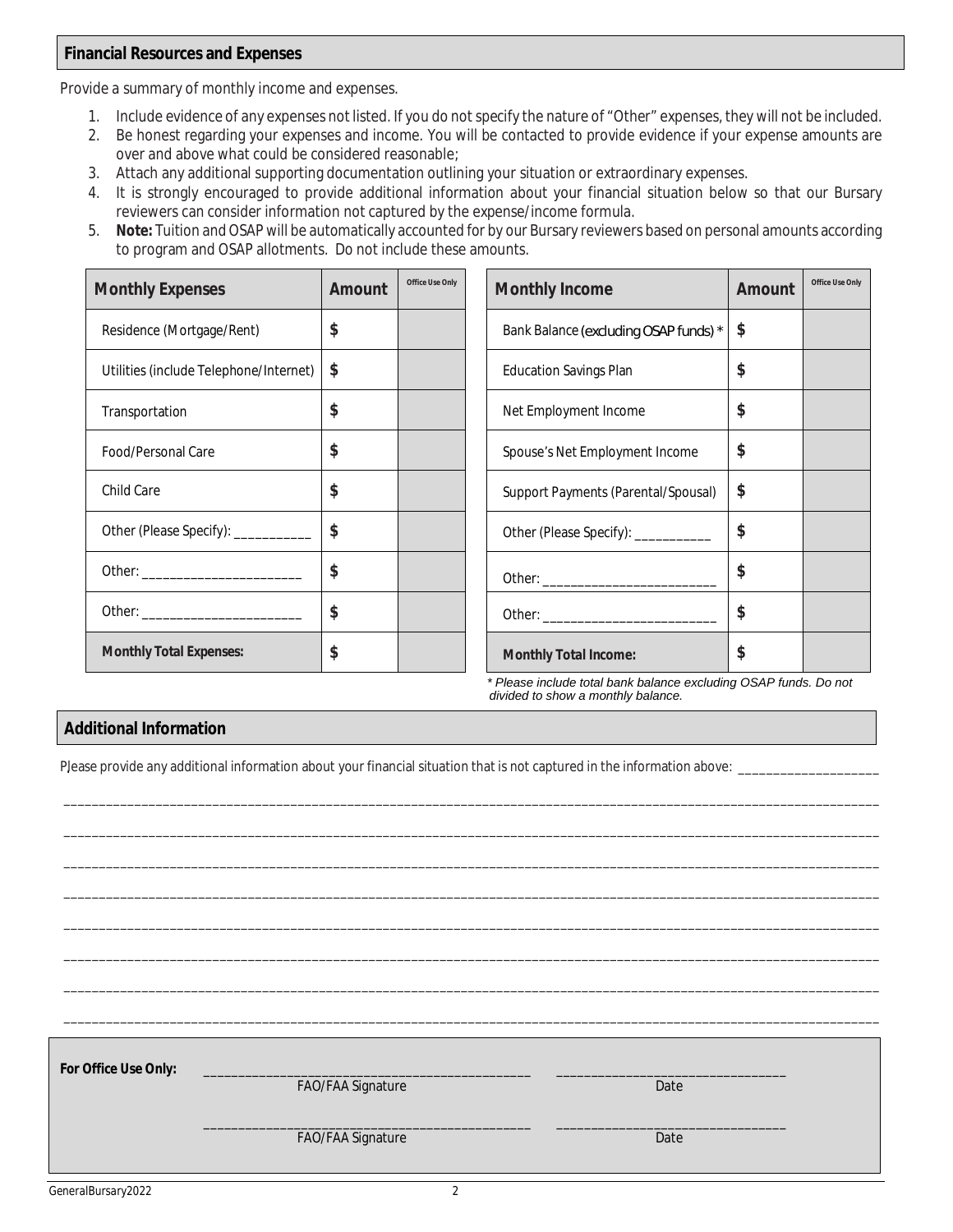## Financial Resources and Expenses

Provide a summary of monthly income and expenses.

1. Include evidence of any expenses not listed. If you do not specify the nature of "Other" expenses, they will not be included.
2. Be honest regarding your expenses and income. You will be contacted to provide evidence if your expense amounts are over and above what could be considered reasonable;
3. Attach any additional supporting documentation outlining your situation or extraordinary expenses.
4. It is strongly encouraged to provide additional information about your financial situation below so that our Bursary reviewers can consider information not captured by the expense/income formula.
5. **Note:** Tuition and OSAP will be automatically accounted for by our Bursary reviewers based on personal amounts according to program and OSAP allotments. Do not include these amounts.

| Monthly Expenses | Amount | Office Use Only |
|---|---|---|
| Residence (Mortgage/Rent) | $ | |
| Utilities (include Telephone/Internet) | $ | |
| Transportation | $ | |
| Food/Personal Care | $ | |
| Child Care | $ | |
| Other (Please Specify): ___________ | $ | |
| Other: ______________________ | $ | |
| Other: ______________________ | $ | |
| **Monthly Total Expenses:** | $ | |

| Monthly Income | Amount | Office Use Only |
|---|---|---|
| Bank Balance (excluding OSAP funds) * | $ | |
| Education Savings Plan | $ | |
| Net Employment Income | $ | |
| Spouse's Net Employment Income | $ | |
| Support Payments (Parental/Spousal) | $ | |
| Other (Please Specify): ___________ | $ | |
| Other: ______________________ | $ | |
| Other: ______________________ | $ | |
| **Monthly Total Income:** | $ | |

*\* Please include total bank balance excluding OSAP funds. Do not divided to show a monthly balance.*

## Additional Information

Please provide any additional information about your financial situation that is not captured in the information above: ____________________

________________________________________________________________________________

________________________________________________________________________________

________________________________________________________________________________

________________________________________________________________________________

________________________________________________________________________________

________________________________________________________________________________

________________________________________________________________________________

________________________________________________________________________________

**For Office Use Only:**

______________________________ FAO/FAA Signature ______________________ Date

______________________________ FAO/FAA Signature ______________________ Date

GeneralBursary2022